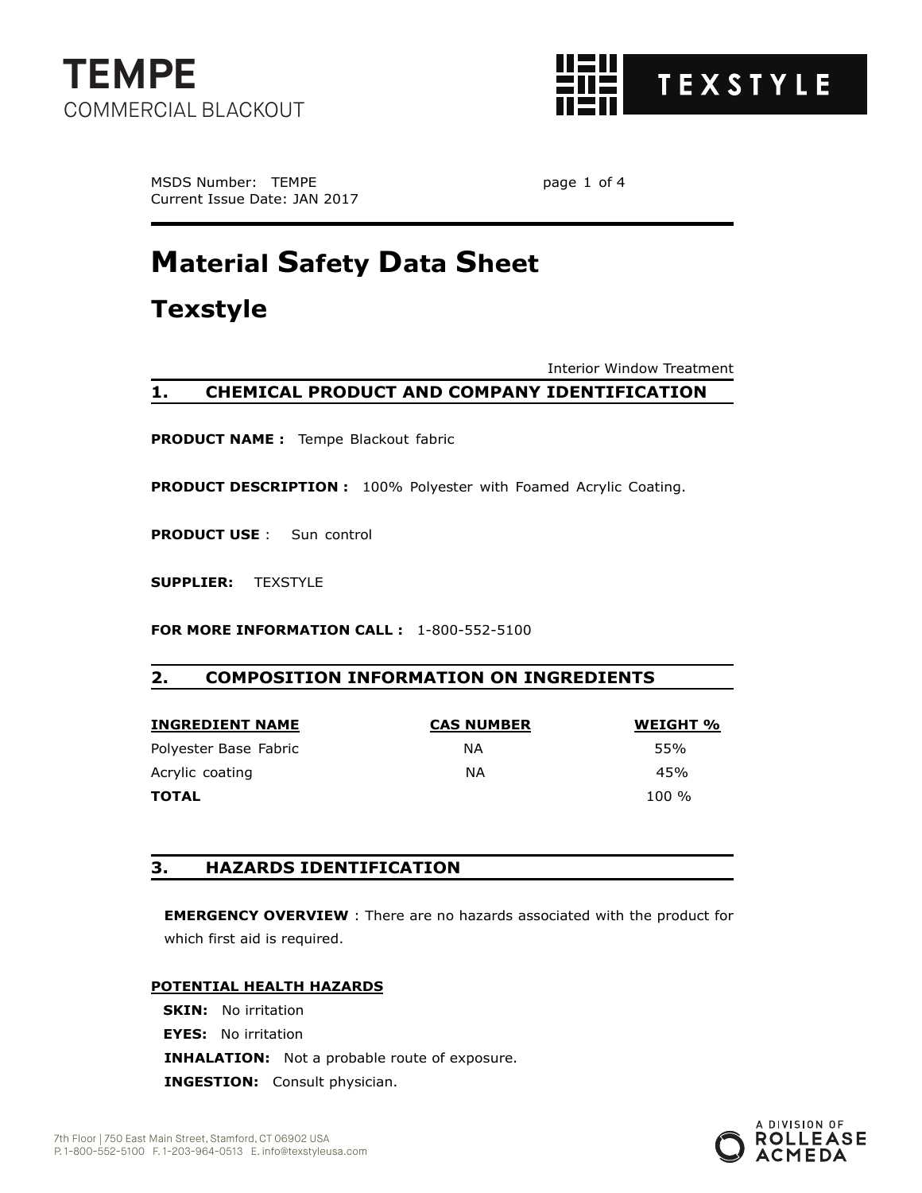# TEMPE
COMMERCIAL BLACKOUT

TEXSTYLE

MSDS Number: TEMPE
Current Issue Date: JAN 2017

# Material Safety Data Sheet

## Texstyle

Interior Window Treatment

## 1. CHEMICAL PRODUCT AND COMPANY IDENTIFICATION

**PRODUCT NAME :** Tempe Blackout fabric

**PRODUCT DESCRIPTION :** 100% Polyester with Foamed Acrylic Coating.

**PRODUCT USE** : Sun control

**SUPPLIER:** TEXSTYLE

**FOR MORE INFORMATION CALL :** 1-800-552-5100

## 2. COMPOSITION INFORMATION ON INGREDIENTS

| INGREDIENT NAME | CAS NUMBER | WEIGHT % |
|---|---|---|
| Polyester Base Fabric | NA | 55% |
| Acrylic coating | NA | 45% |
| **TOTAL** | | 100 % |

## 3. HAZARDS IDENTIFICATION

**EMERGENCY OVERVIEW** : There are no hazards associated with the product for which first aid is required.

**POTENTIAL HEALTH HAZARDS**

**SKIN:** No irritation
**EYES:** No irritation
**INHALATION:** Not a probable route of exposure.
**INGESTION:** Consult physician.

7th Floor | 750 East Main Street, Stamford, CT 06902 USA
P. 1-800-552-5100 F. 1-203-964-0513 E. info@texstyleusa.com

A DIVISION OF ROLLEASE ACMEDA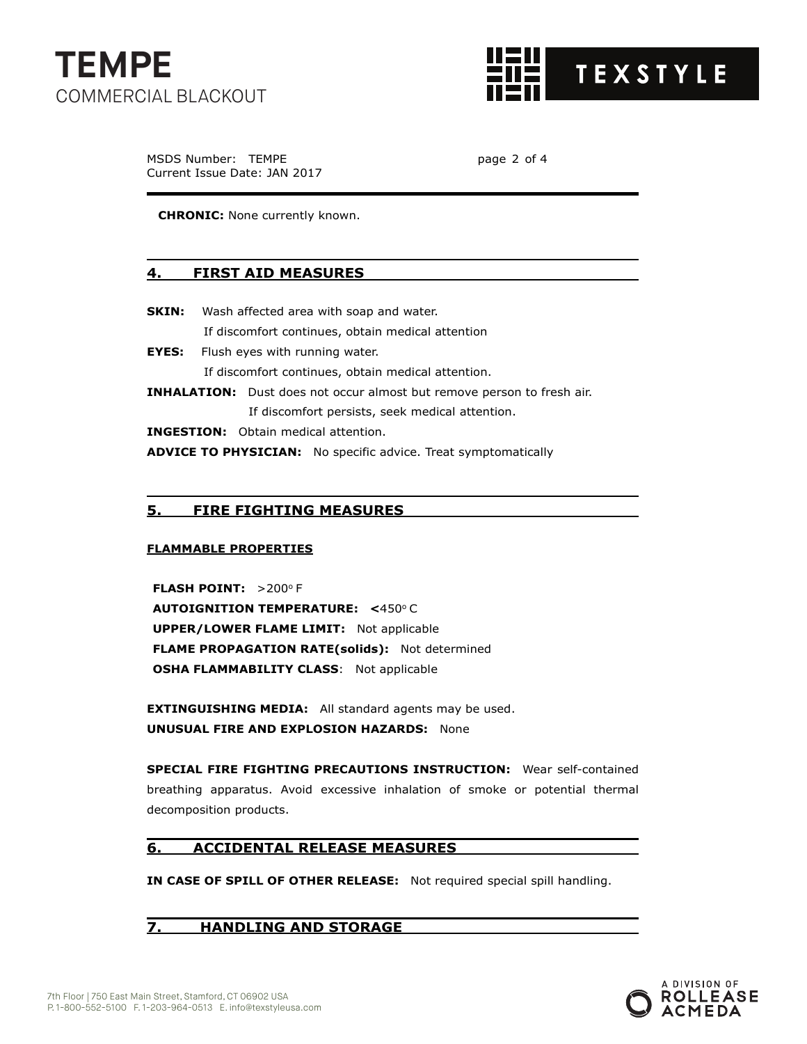**CHRONIC:** None currently known.

## 4. FIRST AID MEASURES

**SKIN:** Wash affected area with soap and water.
If discomfort continues, obtain medical attention

**EYES:** Flush eyes with running water.
If discomfort continues, obtain medical attention.

**INHALATION:** Dust does not occur almost but remove person to fresh air.
If discomfort persists, seek medical attention.

**INGESTION:** Obtain medical attention.

**ADVICE TO PHYSICIAN:** No specific advice. Treat symptomatically

## 5. FIRE FIGHTING MEASURES

**FLAMMABLE PROPERTIES**

**FLASH POINT:** >200° F
**AUTOIGNITION TEMPERATURE:** **<**450° C
**UPPER/LOWER FLAME LIMIT:** Not applicable
**FLAME PROPAGATION RATE(solids):** Not determined
**OSHA FLAMMABILITY CLASS**: Not applicable

**EXTINGUISHING MEDIA:** All standard agents may be used.
**UNUSUAL FIRE AND EXPLOSION HAZARDS:** None

**SPECIAL FIRE FIGHTING PRECAUTIONS INSTRUCTION:** Wear self-contained breathing apparatus. Avoid excessive inhalation of smoke or potential thermal decomposition products.

## 6. ACCIDENTAL RELEASE MEASURES

**IN CASE OF SPILL OF OTHER RELEASE:** Not required special spill handling.

## 7. HANDLING AND STORAGE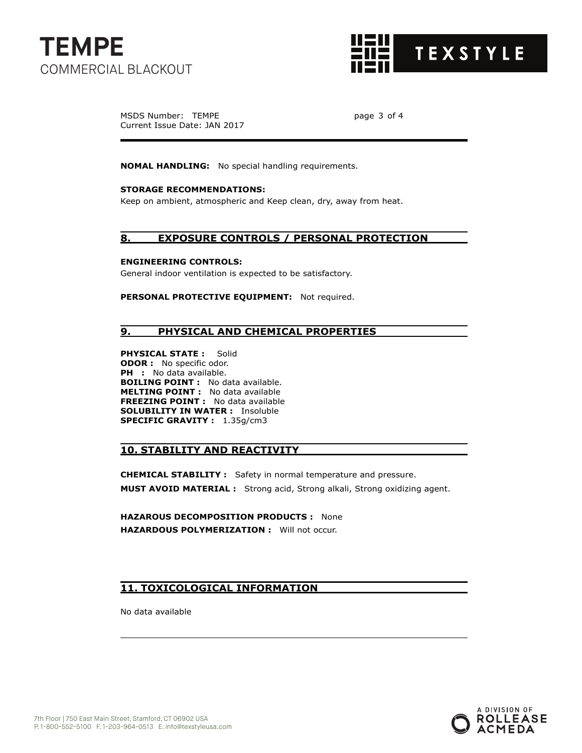**NOMAL HANDLING:** No special handling requirements.

**STORAGE RECOMMENDATIONS:**
Keep on ambient, atmospheric and Keep clean, dry, away from heat.

## 8. EXPOSURE CONTROLS / PERSONAL PROTECTION

**ENGINEERING CONTROLS:**
General indoor ventilation is expected to be satisfactory.

**PERSONAL PROTECTIVE EQUIPMENT:** Not required.

## 9. PHYSICAL AND CHEMICAL PROPERTIES

**PHYSICAL STATE :** Solid
**ODOR :** No specific odor.
**PH :** No data available.
**BOILING POINT :** No data available.
**MELTING POINT :** No data available
**FREEZING POINT :** No data available
**SOLUBILITY IN WATER :** Insoluble
**SPECIFIC GRAVITY :** 1.35g/cm3

## 10. STABILITY AND REACTIVITY

**CHEMICAL STABILITY :** Safety in normal temperature and pressure.
**MUST AVOID MATERIAL :** Strong acid, Strong alkali, Strong oxidizing agent.

**HAZAROUS DECOMPOSITION PRODUCTS :** None
**HAZARDOUS POLYMERIZATION :** Will not occur.

## 11. TOXICOLOGICAL INFORMATION

No data available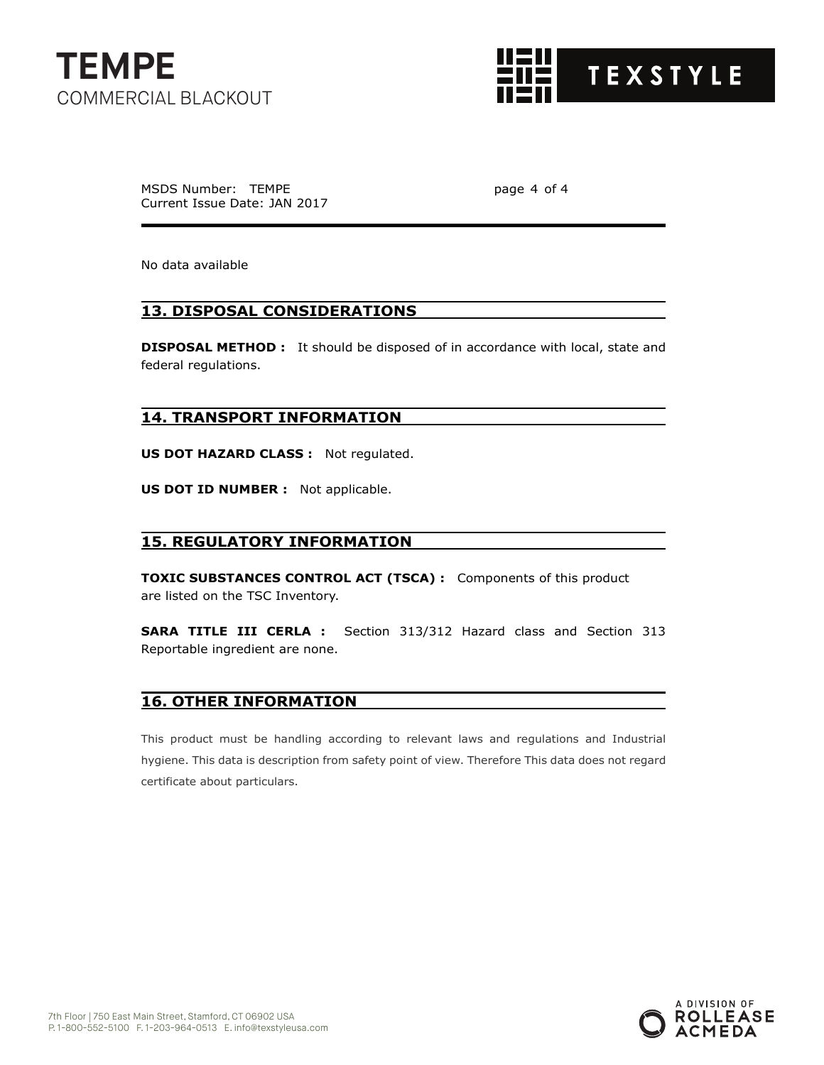No data available

## 13. DISPOSAL CONSIDERATIONS

**DISPOSAL METHOD :** It should be disposed of in accordance with local, state and federal regulations.

## 14. TRANSPORT INFORMATION

**US DOT HAZARD CLASS :** Not regulated.

**US DOT ID NUMBER :** Not applicable.

## 15. REGULATORY INFORMATION

**TOXIC SUBSTANCES CONTROL ACT (TSCA) :** Components of this product are listed on the TSC Inventory.

**SARA TITLE III CERLA :** Section 313/312 Hazard class and Section 313 Reportable ingredient are none.

## 16. OTHER INFORMATION

This product must be handling according to relevant laws and regulations and Industrial hygiene. This data is description from safety point of view. Therefore This data does not regard certificate about particulars.